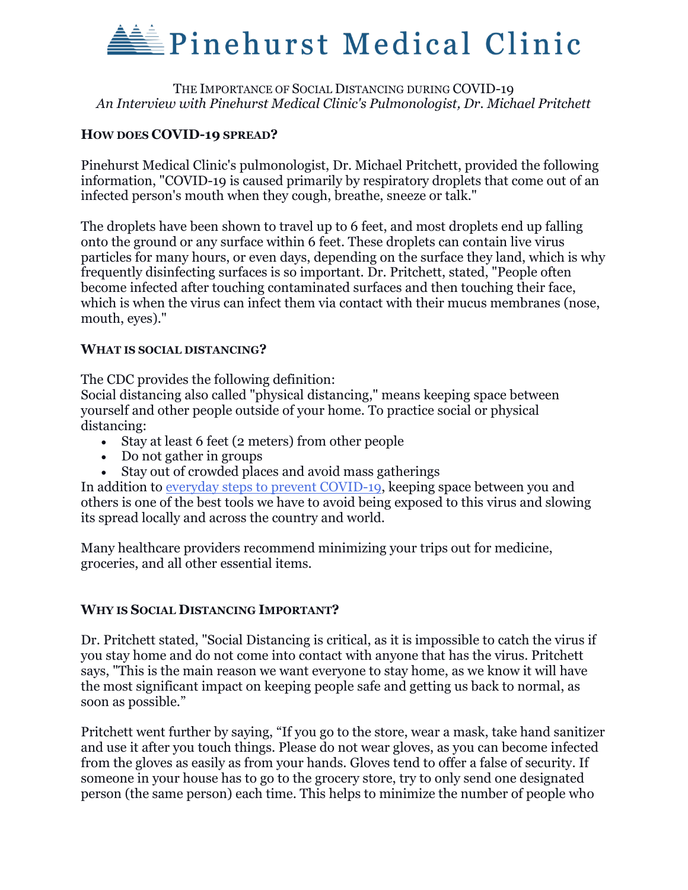# Pinehurst Medical Clinic

THE IMPORTANCE OF SOCIAL DISTANCING DURING COVID-19

*An Interview with Pinehurst Medical Clinic's Pulmonologist, Dr. Michael Pritchett*

## HOW DOES COVID-19 SPREAD?

Pinehurst Medical Clinic's pulmonologist, Dr. Michael Pritchett, provided the following information, "COVID-19 is caused primarily by respiratory droplets that come out of an infected person's mouth when they cough, breathe, sneeze or talk."

The droplets have been shown to travel up to 6 feet, and most droplets end up falling onto the ground or any surface within 6 feet. These droplets can contain live virus particles for many hours, or even days, depending on the surface they land, which is why frequently disinfecting surfaces is so important. Dr. Pritchett, stated, "People often become infected after touching contaminated surfaces and then touching their face, which is when the virus can infect them via contact with their mucus membranes (nose, mouth, eyes)."

## WHAT IS SOCIAL DISTANCING?

The CDC provides the following definition:
Social distancing also called "physical distancing," means keeping space between yourself and other people outside of your home. To practice social or physical distancing:

- Stay at least 6 feet (2 meters) from other people
- Do not gather in groups
- Stay out of crowded places and avoid mass gatherings

In addition to everyday steps to prevent COVID-19, keeping space between you and others is one of the best tools we have to avoid being exposed to this virus and slowing its spread locally and across the country and world.

Many healthcare providers recommend minimizing your trips out for medicine, groceries, and all other essential items.

## WHY IS SOCIAL DISTANCING IMPORTANT?

Dr. Pritchett stated, "Social Distancing is critical, as it is impossible to catch the virus if you stay home and do not come into contact with anyone that has the virus. Pritchett says, "This is the main reason we want everyone to stay home, as we know it will have the most significant impact on keeping people safe and getting us back to normal, as soon as possible."

Pritchett went further by saying, "If you go to the store, wear a mask, take hand sanitizer and use it after you touch things. Please do not wear gloves, as you can become infected from the gloves as easily as from your hands. Gloves tend to offer a false of security. If someone in your house has to go to the grocery store, try to only send one designated person (the same person) each time. This helps to minimize the number of people who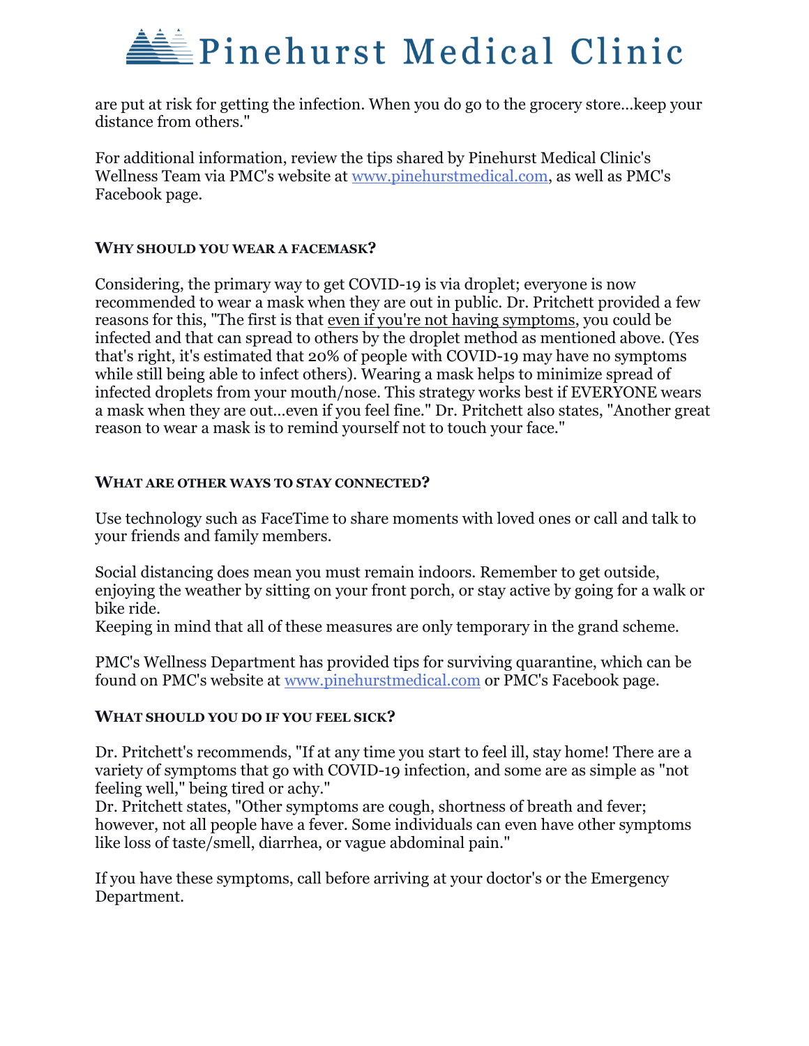are put at risk for getting the infection. When you do go to the grocery store...keep your distance from others."

For additional information, review the tips shared by Pinehurst Medical Clinic's Wellness Team via PMC's website at [www.pinehurstmedical.com](http://www.pinehurstmedical.com), as well as PMC's Facebook page.

### WHY SHOULD YOU WEAR A FACEMASK?

Considering, the primary way to get COVID-19 is via droplet; everyone is now recommended to wear a mask when they are out in public. Dr. Pritchett provided a few reasons for this, "The first is that <u>even if you're not having symptoms</u>, you could be infected and that can spread to others by the droplet method as mentioned above. (Yes that's right, it's estimated that 20% of people with COVID-19 may have no symptoms while still being able to infect others). Wearing a mask helps to minimize spread of infected droplets from your mouth/nose. This strategy works best if EVERYONE wears a mask when they are out...even if you feel fine." Dr. Pritchett also states, "Another great reason to wear a mask is to remind yourself not to touch your face."

### WHAT ARE OTHER WAYS TO STAY CONNECTED?

Use technology such as FaceTime to share moments with loved ones or call and talk to your friends and family members.

Social distancing does mean you must remain indoors. Remember to get outside, enjoying the weather by sitting on your front porch, or stay active by going for a walk or bike ride.
Keeping in mind that all of these measures are only temporary in the grand scheme.

PMC's Wellness Department has provided tips for surviving quarantine, which can be found on PMC's website at [www.pinehurstmedical.com](http://www.pinehurstmedical.com) or PMC's Facebook page.

### WHAT SHOULD YOU DO IF YOU FEEL SICK?

Dr. Pritchett's recommends, "If at any time you start to feel ill, stay home! There are a variety of symptoms that go with COVID-19 infection, and some are as simple as "not feeling well," being tired or achy."
Dr. Pritchett states, "Other symptoms are cough, shortness of breath and fever; however, not all people have a fever. Some individuals can even have other symptoms like loss of taste/smell, diarrhea, or vague abdominal pain."

If you have these symptoms, call before arriving at your doctor's or the Emergency Department.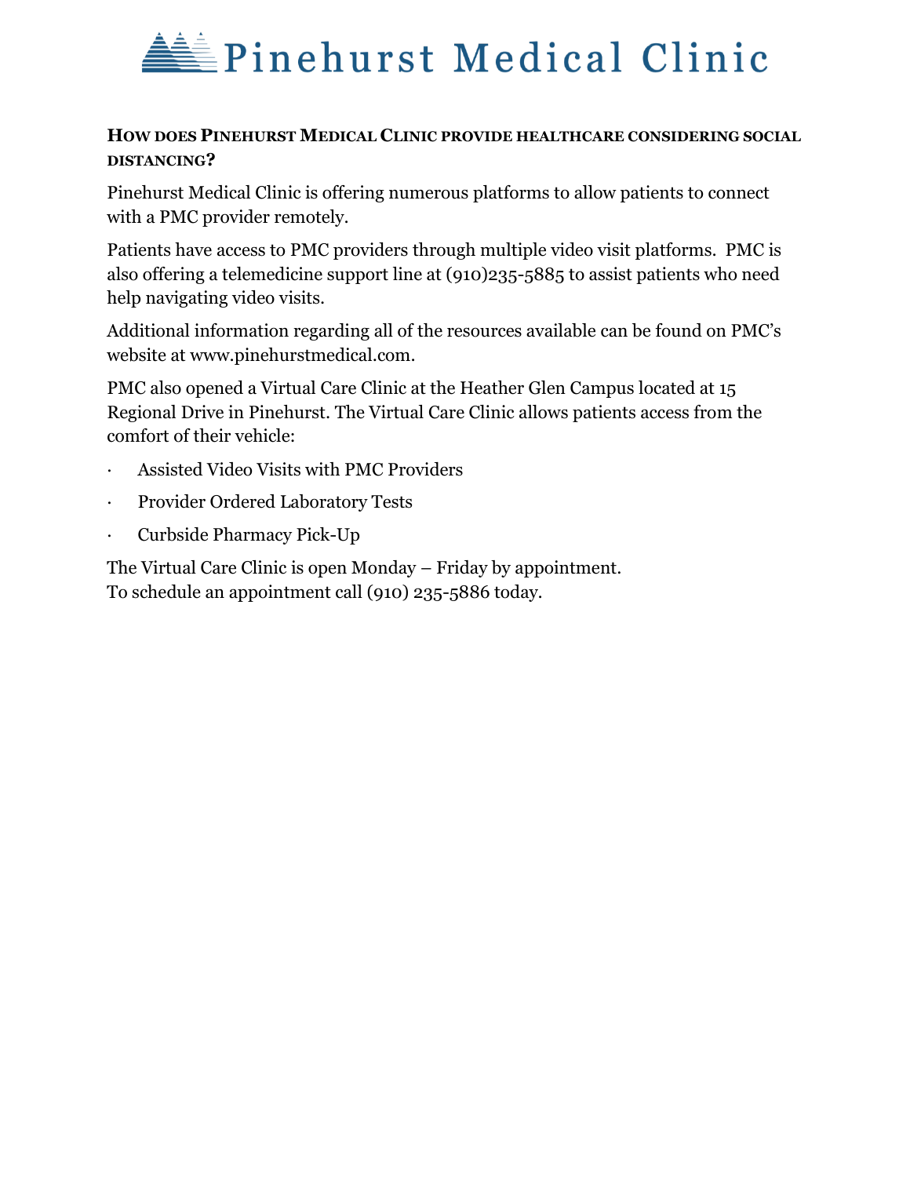# Pinehurst Medical Clinic

**How does Pinehurst Medical Clinic provide healthcare considering social distancing?**

Pinehurst Medical Clinic is offering numerous platforms to allow patients to connect with a PMC provider remotely.

Patients have access to PMC providers through multiple video visit platforms. PMC is also offering a telemedicine support line at (910)235-5885 to assist patients who need help navigating video visits.

Additional information regarding all of the resources available can be found on PMC's website at www.pinehurstmedical.com.

PMC also opened a Virtual Care Clinic at the Heather Glen Campus located at 15 Regional Drive in Pinehurst. The Virtual Care Clinic allows patients access from the comfort of their vehicle:

- Assisted Video Visits with PMC Providers
- Provider Ordered Laboratory Tests
- Curbside Pharmacy Pick-Up

The Virtual Care Clinic is open Monday – Friday by appointment.
To schedule an appointment call (910) 235-5886 today.